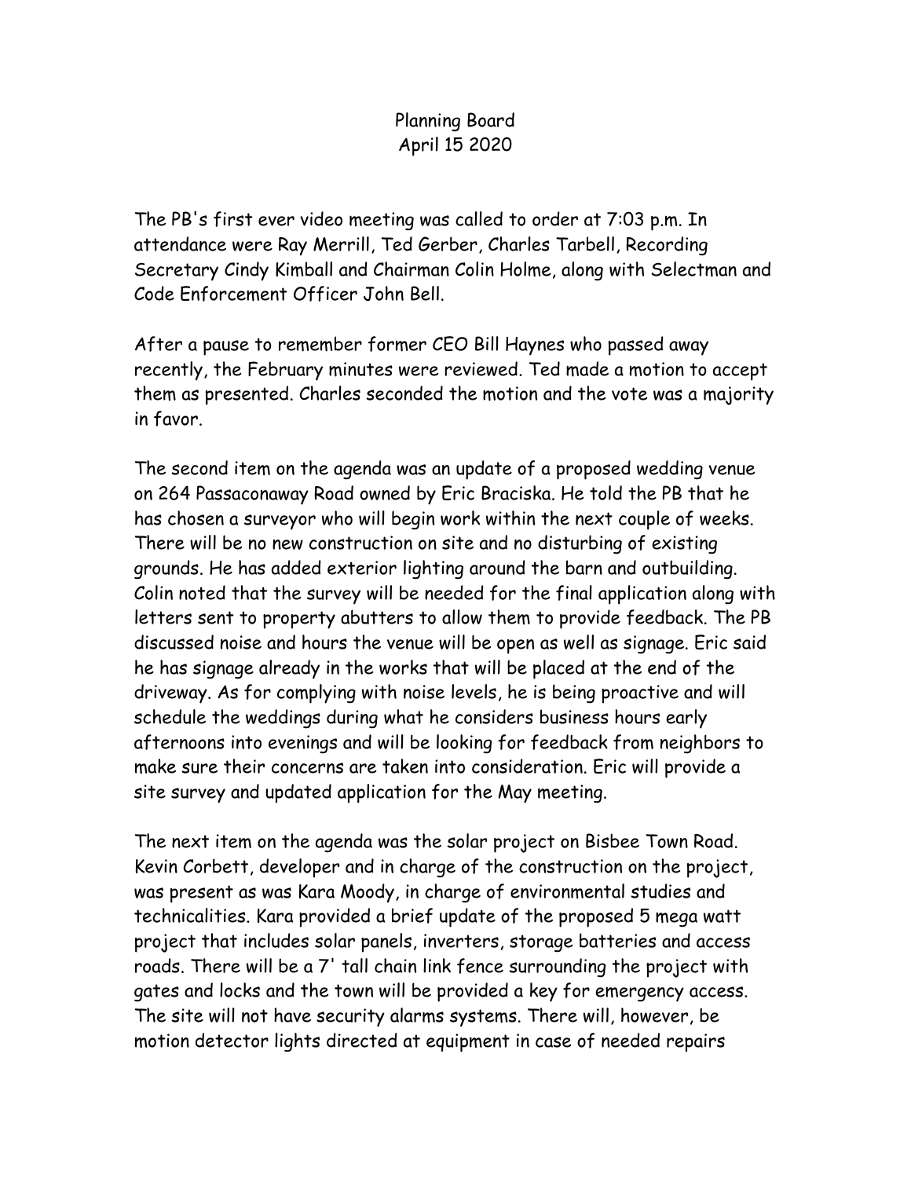# Planning Board
## April 15 2020

The PB's first ever video meeting was called to order at 7:03 p.m. In attendance were Ray Merrill, Ted Gerber, Charles Tarbell, Recording Secretary Cindy Kimball and Chairman Colin Holme, along with Selectman and Code Enforcement Officer John Bell.

After a pause to remember former CEO Bill Haynes who passed away recently, the February minutes were reviewed. Ted made a motion to accept them as presented. Charles seconded the motion and the vote was a majority in favor.

The second item on the agenda was an update of a proposed wedding venue on 264 Passaconaway Road owned by Eric Braciska. He told the PB that he has chosen a surveyor who will begin work within the next couple of weeks. There will be no new construction on site and no disturbing of existing grounds. He has added exterior lighting around the barn and outbuilding. Colin noted that the survey will be needed for the final application along with letters sent to property abutters to allow them to provide feedback. The PB discussed noise and hours the venue will be open as well as signage. Eric said he has signage already in the works that will be placed at the end of the driveway. As for complying with noise levels, he is being proactive and will schedule the weddings during what he considers business hours early afternoons into evenings and will be looking for feedback from neighbors to make sure their concerns are taken into consideration. Eric will provide a site survey and updated application for the May meeting.

The next item on the agenda was the solar project on Bisbee Town Road. Kevin Corbett, developer and in charge of the construction on the project, was present as was Kara Moody, in charge of environmental studies and technicalities. Kara provided a brief update of the proposed 5 mega watt project that includes solar panels, inverters, storage batteries and access roads. There will be a 7' tall chain link fence surrounding the project with gates and locks and the town will be provided a key for emergency access. The site will not have security alarms systems. There will, however, be motion detector lights directed at equipment in case of needed repairs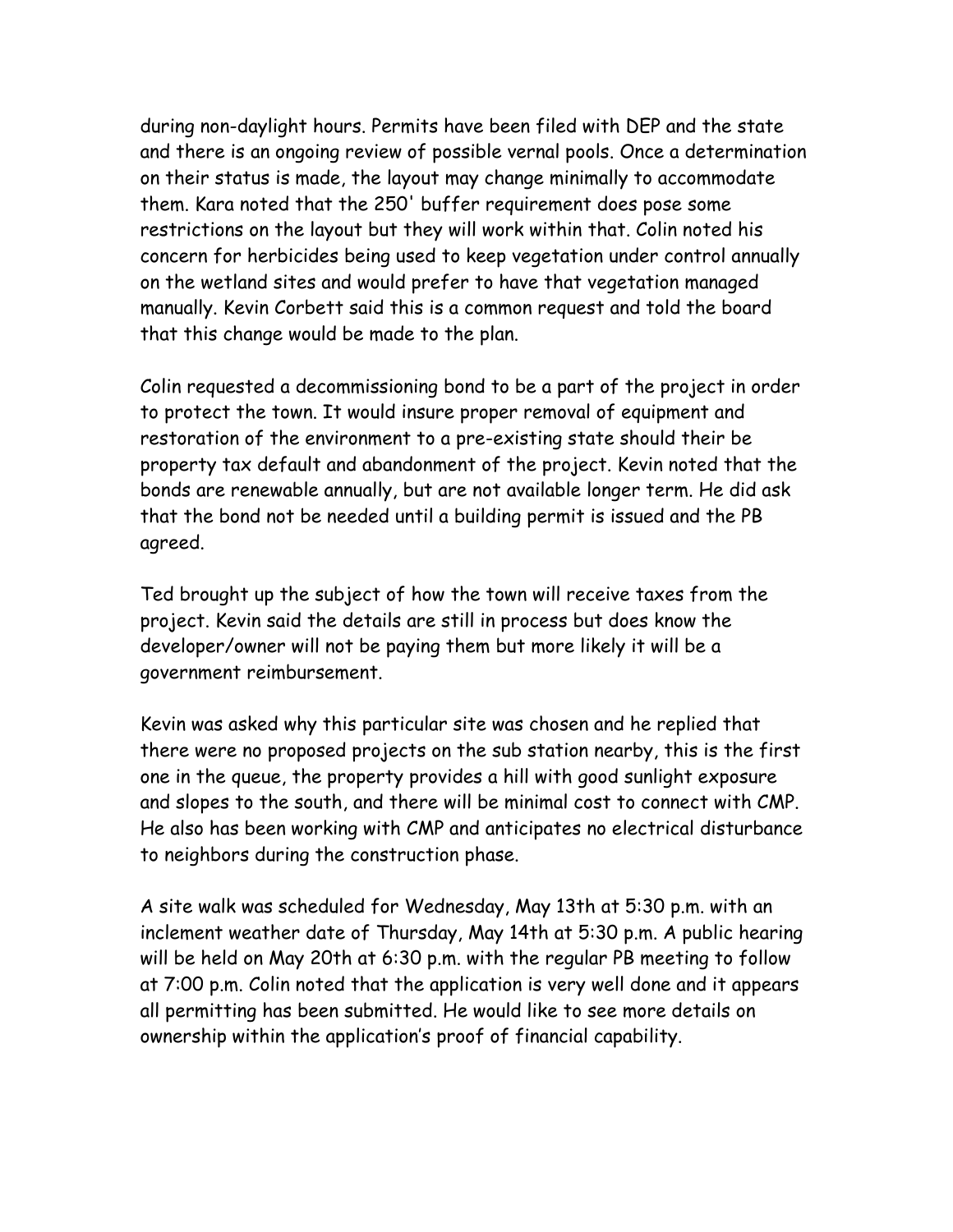during non-daylight hours. Permits have been filed with DEP and the state and there is an ongoing review of possible vernal pools. Once a determination on their status is made, the layout may change minimally to accommodate them. Kara noted that the 250' buffer requirement does pose some restrictions on the layout but they will work within that. Colin noted his concern for herbicides being used to keep vegetation under control annually on the wetland sites and would prefer to have that vegetation managed manually. Kevin Corbett said this is a common request and told the board that this change would be made to the plan.

Colin requested a decommissioning bond to be a part of the project in order to protect the town. It would insure proper removal of equipment and restoration of the environment to a pre-existing state should their be property tax default and abandonment of the project. Kevin noted that the bonds are renewable annually, but are not available longer term. He did ask that the bond not be needed until a building permit is issued and the PB agreed.

Ted brought up the subject of how the town will receive taxes from the project. Kevin said the details are still in process but does know the developer/owner will not be paying them but more likely it will be a government reimbursement.

Kevin was asked why this particular site was chosen and he replied that there were no proposed projects on the sub station nearby, this is the first one in the queue, the property provides a hill with good sunlight exposure and slopes to the south, and there will be minimal cost to connect with CMP. He also has been working with CMP and anticipates no electrical disturbance to neighbors during the construction phase.

A site walk was scheduled for Wednesday, May 13th at 5:30 p.m. with an inclement weather date of Thursday, May 14th at 5:30 p.m. A public hearing will be held on May 20th at 6:30 p.m. with the regular PB meeting to follow at 7:00 p.m. Colin noted that the application is very well done and it appears all permitting has been submitted. He would like to see more details on ownership within the application's proof of financial capability.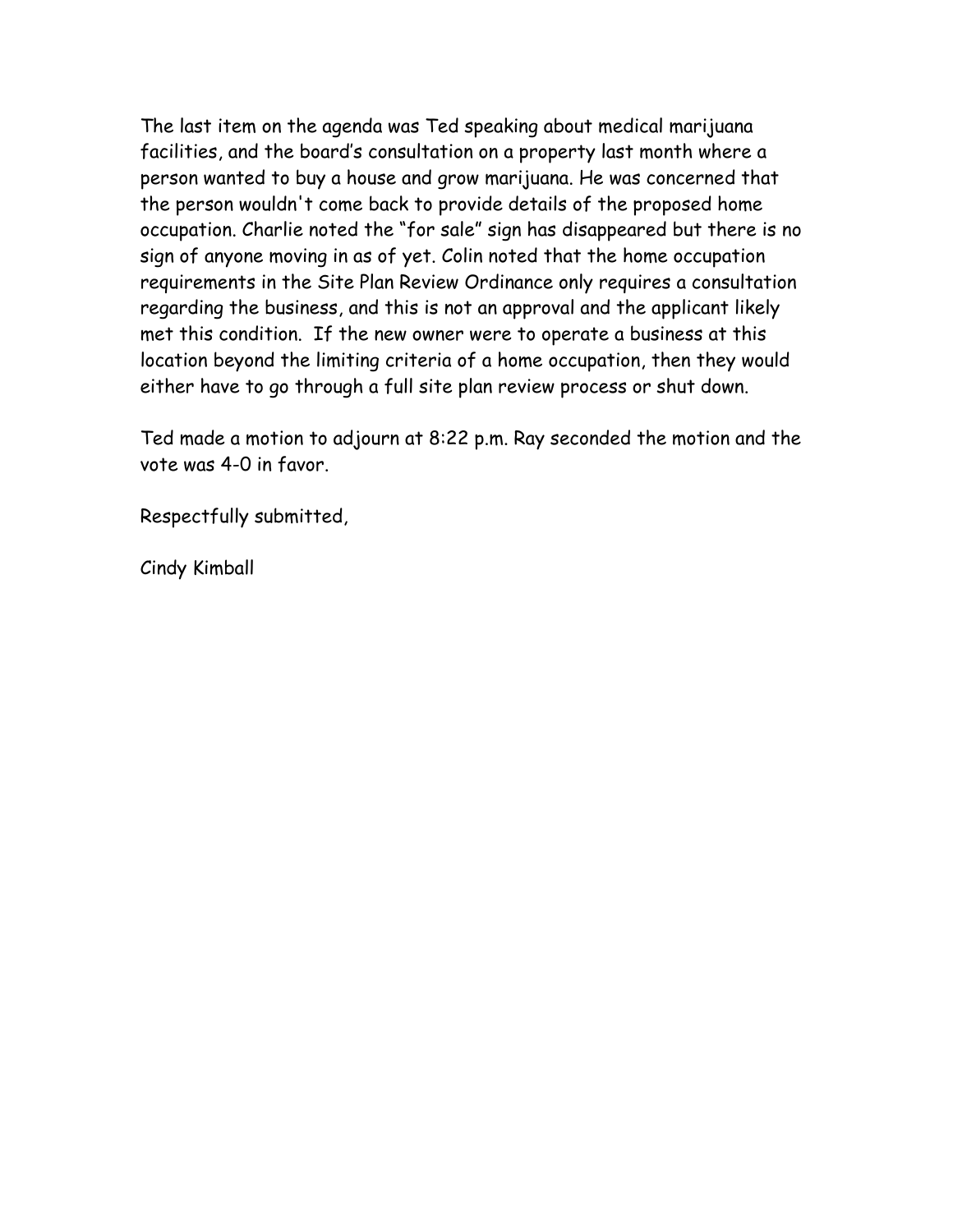The last item on the agenda was Ted speaking about medical marijuana facilities, and the board's consultation on a property last month where a person wanted to buy a house and grow marijuana. He was concerned that the person wouldn't come back to provide details of the proposed home occupation. Charlie noted the "for sale" sign has disappeared but there is no sign of anyone moving in as of yet. Colin noted that the home occupation requirements in the Site Plan Review Ordinance only requires a consultation regarding the business, and this is not an approval and the applicant likely met this condition. If the new owner were to operate a business at this location beyond the limiting criteria of a home occupation, then they would either have to go through a full site plan review process or shut down.

Ted made a motion to adjourn at 8:22 p.m. Ray seconded the motion and the vote was 4-0 in favor.

Respectfully submitted,

Cindy Kimball